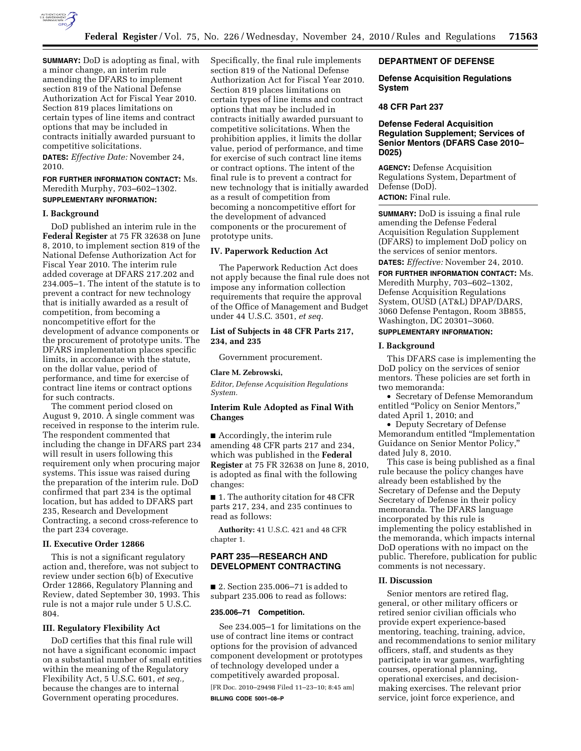**SUMMARY:** DoD is adopting as final, with a minor change, an interim rule amending the DFARS to implement section 819 of the National Defense Authorization Act for Fiscal Year 2010. Section 819 places limitations on certain types of line items and contract options that may be included in contracts initially awarded pursuant to competitive solicitations.

**DATES:** *Effective Date:* November 24, 2010.

**FOR FURTHER INFORMATION CONTACT:** Ms. Meredith Murphy, 703–602–1302.

**SUPPLEMENTARY INFORMATION:**

## I. Background

DoD published an interim rule in the **Federal Register** at 75 FR 32638 on June 8, 2010, to implement section 819 of the National Defense Authorization Act for Fiscal Year 2010. The interim rule added coverage at DFARS 217.202 and 234.005–1. The intent of the statute is to prevent a contract for new technology that is initially awarded as a result of competition, from becoming a noncompetitive effort for the development of advance components or the procurement of prototype units. The DFARS implementation places specific limits, in accordance with the statute, on the dollar value, period of performance, and time for exercise of contract line items or contract options for such contracts.

The comment period closed on August 9, 2010. A single comment was received in response to the interim rule. The respondent commented that including the change in DFARS part 234 will result in users following this requirement only when procuring major systems. This issue was raised during the preparation of the interim rule. DoD confirmed that part 234 is the optimal location, but has added to DFARS part 235, Research and Development Contracting, a second cross-reference to the part 234 coverage.

## II. Executive Order 12866

This is not a significant regulatory action and, therefore, was not subject to review under section 6(b) of Executive Order 12866, Regulatory Planning and Review, dated September 30, 1993. This rule is not a major rule under 5 U.S.C. 804.

## III. Regulatory Flexibility Act

DoD certifies that this final rule will not have a significant economic impact on a substantial number of small entities within the meaning of the Regulatory Flexibility Act, 5 U.S.C. 601, *et seq.,* because the changes are to internal Government operating procedures. Specifically, the final rule implements section 819 of the National Defense Authorization Act for Fiscal Year 2010. Section 819 places limitations on certain types of line items and contract options that may be included in contracts initially awarded pursuant to competitive solicitations. When the prohibition applies, it limits the dollar value, period of performance, and time for exercise of such contract line items or contract options. The intent of the final rule is to prevent a contract for new technology that is initially awarded as a result of competition from becoming a noncompetitive effort for the development of advanced components or the procurement of prototype units.

## IV. Paperwork Reduction Act

The Paperwork Reduction Act does not apply because the final rule does not impose any information collection requirements that require the approval of the Office of Management and Budget under 44 U.S.C. 3501, *et seq.*

### List of Subjects in 48 CFR Parts 217, 234, and 235

Government procurement.

**Clare M. Zebrowski,**

*Editor, Defense Acquisition Regulations System.*

### Interim Rule Adopted as Final With Changes

■ Accordingly, the interim rule amending 48 CFR parts 217 and 234, which was published in the **Federal Register** at 75 FR 32638 on June 8, 2010, is adopted as final with the following changes:

■ 1. The authority citation for 48 CFR parts 217, 234, and 235 continues to read as follows:

**Authority:** 41 U.S.C. 421 and 48 CFR chapter 1.

## PART 235—RESEARCH AND DEVELOPMENT CONTRACTING

■ 2. Section 235.006–71 is added to subpart 235.006 to read as follows:

**235.006–71 Competition.**

See 234.005–1 for limitations on the use of contract line items or contract options for the provision of advanced component development or prototypes of technology developed under a competitively awarded proposal.

[FR Doc. 2010–29498 Filed 11–23–10; 8:45 am]

**BILLING CODE 5001–08–P**

# DEPARTMENT OF DEFENSE

## Defense Acquisition Regulations System

## 48 CFR Part 237

## Defense Federal Acquisition Regulation Supplement; Services of Senior Mentors (DFARS Case 2010–D025)

**AGENCY:** Defense Acquisition Regulations System, Department of Defense (DoD).

**ACTION:** Final rule.

**SUMMARY:** DoD is issuing a final rule amending the Defense Federal Acquisition Regulation Supplement (DFARS) to implement DoD policy on the services of senior mentors.

**DATES:** *Effective:* November 24, 2010.

**FOR FURTHER INFORMATION CONTACT:** Ms. Meredith Murphy, 703–602–1302, Defense Acquisition Regulations System, OUSD (AT&L) DPAP/DARS, 3060 Defense Pentagon, Room 3B855, Washington, DC 20301–3060.

**SUPPLEMENTARY INFORMATION:**

## I. Background

This DFARS case is implementing the DoD policy on the services of senior mentors. These policies are set forth in two memoranda:

- Secretary of Defense Memorandum entitled "Policy on Senior Mentors," dated April 1, 2010; and
- Deputy Secretary of Defense Memorandum entitled "Implementation Guidance on Senior Mentor Policy," dated July 8, 2010.

This case is being published as a final rule because the policy changes have already been established by the Secretary of Defense and the Deputy Secretary of Defense in their policy memoranda. The DFARS language incorporated by this rule is implementing the policy established in the memoranda, which impacts internal DoD operations with no impact on the public. Therefore, publication for public comments is not necessary.

## II. Discussion

Senior mentors are retired flag, general, or other military officers or retired senior civilian officials who provide expert experience-based mentoring, teaching, training, advice, and recommendations to senior military officers, staff, and students as they participate in war games, warfighting courses, operational planning, operational exercises, and decision-making exercises. The relevant prior service, joint force experience, and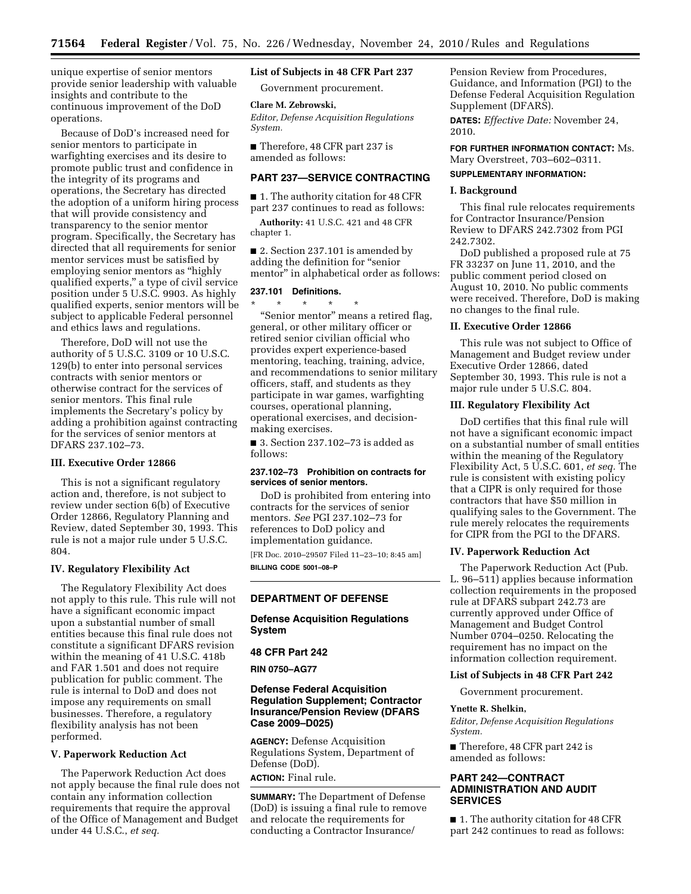unique expertise of senior mentors provide senior leadership with valuable insights and contribute to the continuous improvement of the DoD operations.

Because of DoD's increased need for senior mentors to participate in warfighting exercises and its desire to promote public trust and confidence in the integrity of its programs and operations, the Secretary has directed the adoption of a uniform hiring process that will provide consistency and transparency to the senior mentor program. Specifically, the Secretary has directed that all requirements for senior mentor services must be satisfied by employing senior mentors as "highly qualified experts," a type of civil service position under 5 U.S.C. 9903. As highly qualified experts, senior mentors will be subject to applicable Federal personnel and ethics laws and regulations.

Therefore, DoD will not use the authority of 5 U.S.C. 3109 or 10 U.S.C. 129(b) to enter into personal services contracts with senior mentors or otherwise contract for the services of senior mentors. This final rule implements the Secretary's policy by adding a prohibition against contracting for the services of senior mentors at DFARS 237.102–73.

### III. Executive Order 12866

This is not a significant regulatory action and, therefore, is not subject to review under section 6(b) of Executive Order 12866, Regulatory Planning and Review, dated September 30, 1993. This rule is not a major rule under 5 U.S.C. 804.

### IV. Regulatory Flexibility Act

The Regulatory Flexibility Act does not apply to this rule. This rule will not have a significant economic impact upon a substantial number of small entities because this final rule does not constitute a significant DFARS revision within the meaning of 41 U.S.C. 418b and FAR 1.501 and does not require publication for public comment. The rule is internal to DoD and does not impose any requirements on small businesses. Therefore, a regulatory flexibility analysis has not been performed.

### V. Paperwork Reduction Act

The Paperwork Reduction Act does not apply because the final rule does not contain any information collection requirements that require the approval of the Office of Management and Budget under 44 U.S.C., *et seq.*

### List of Subjects in 48 CFR Part 237

Government procurement.

**Clare M. Zebrowski,**

*Editor, Defense Acquisition Regulations System.*

■ Therefore, 48 CFR part 237 is amended as follows:

## PART 237—SERVICE CONTRACTING

■ 1. The authority citation for 48 CFR part 237 continues to read as follows:

**Authority:** 41 U.S.C. 421 and 48 CFR chapter 1.

■ 2. Section 237.101 is amended by adding the definition for "senior mentor" in alphabetical order as follows:

#### 237.101 Definitions.

\* \* \* \* \*

"Senior mentor" means a retired flag, general, or other military officer or retired senior civilian official who provides expert experience-based mentoring, teaching, training, advice, and recommendations to senior military officers, staff, and students as they participate in war games, warfighting courses, operational planning, operational exercises, and decision-making exercises.

■ 3. Section 237.102–73 is added as follows:

#### 237.102–73 Prohibition on contracts for services of senior mentors.

DoD is prohibited from entering into contracts for the services of senior mentors. *See* PGI 237.102–73 for references to DoD policy and implementation guidance.

[FR Doc. 2010–29507 Filed 11–23–10; 8:45 am]

**BILLING CODE 5001–08–P**

---

## DEPARTMENT OF DEFENSE

### Defense Acquisition Regulations System

### 48 CFR Part 242

**RIN 0750–AG77**

### Defense Federal Acquisition Regulation Supplement; Contractor Insurance/Pension Review (DFARS Case 2009–D025)

**AGENCY:** Defense Acquisition Regulations System, Department of Defense (DoD).

**ACTION:** Final rule.

**SUMMARY:** The Department of Defense (DoD) is issuing a final rule to remove and relocate the requirements for conducting a Contractor Insurance/Pension Review from Procedures, Guidance, and Information (PGI) to the Defense Federal Acquisition Regulation Supplement (DFARS).

**DATES:** *Effective Date:* November 24, 2010.

**FOR FURTHER INFORMATION CONTACT:** Ms. Mary Overstreet, 703–602–0311.

**SUPPLEMENTARY INFORMATION:**

### I. Background

This final rule relocates requirements for Contractor Insurance/Pension Review to DFARS 242.7302 from PGI 242.7302.

DoD published a proposed rule at 75 FR 33237 on June 11, 2010, and the public comment period closed on August 10, 2010. No public comments were received. Therefore, DoD is making no changes to the final rule.

### II. Executive Order 12866

This rule was not subject to Office of Management and Budget review under Executive Order 12866, dated September 30, 1993. This rule is not a major rule under 5 U.S.C. 804.

### III. Regulatory Flexibility Act

DoD certifies that this final rule will not have a significant economic impact on a substantial number of small entities within the meaning of the Regulatory Flexibility Act, 5 U.S.C. 601, *et seq.* The rule is consistent with existing policy that a CIPR is only required for those contractors that have $50 million in qualifying sales to the Government. The rule merely relocates the requirements for CIPR from the PGI to the DFARS.

### IV. Paperwork Reduction Act

The Paperwork Reduction Act (Pub. L. 96–511) applies because information collection requirements in the proposed rule at DFARS subpart 242.73 are currently approved under Office of Management and Budget Control Number 0704–0250. Relocating the requirement has no impact on the information collection requirement.

### List of Subjects in 48 CFR Part 242

Government procurement.

**Ynette R. Shelkin,**

*Editor, Defense Acquisition Regulations System.*

■ Therefore, 48 CFR part 242 is amended as follows:

## PART 242—CONTRACT ADMINISTRATION AND AUDIT SERVICES

■ 1. The authority citation for 48 CFR part 242 continues to read as follows: